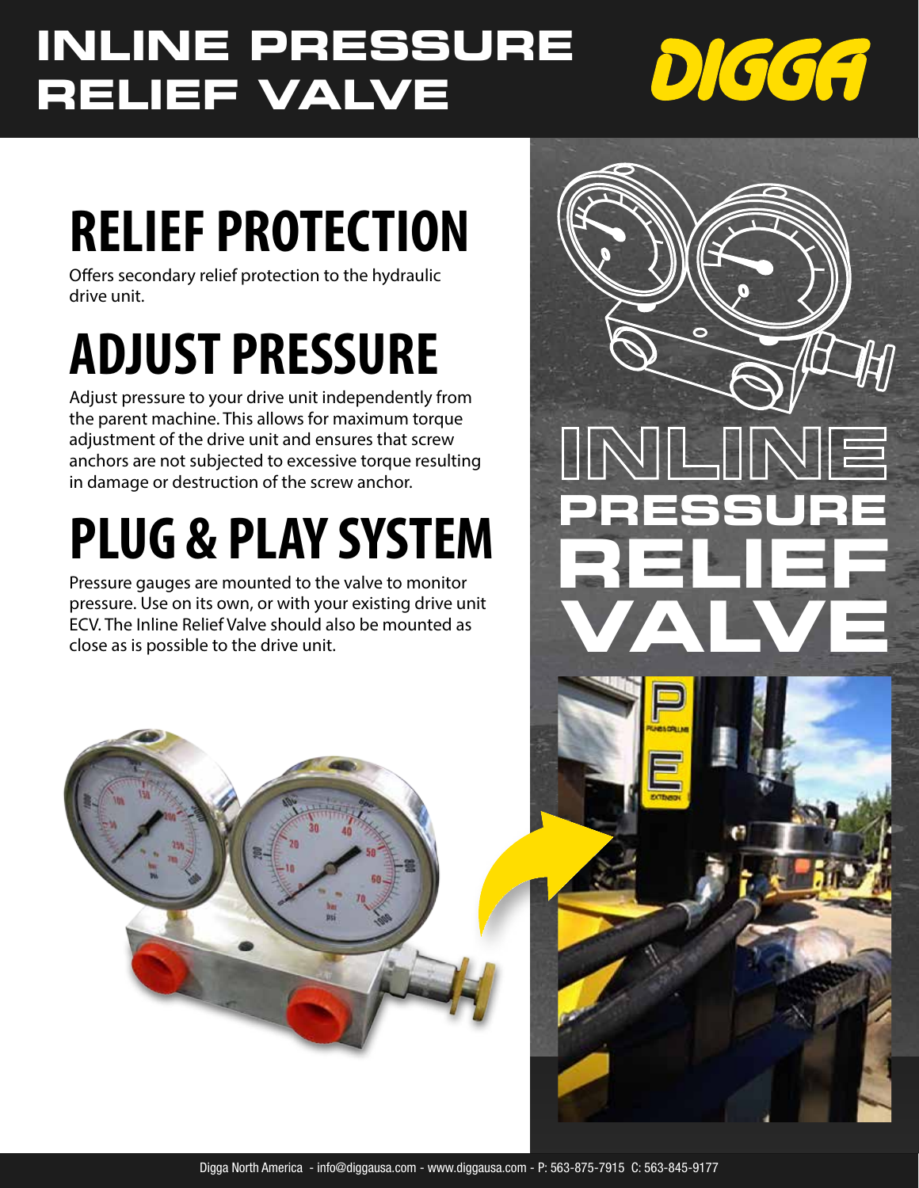# INLINE PRESSURE RELIEF VALVE

DIGGA

## RELIEF PROTECTION

Offers secondary relief protection to the hydraulic drive unit.

## ADJUST PRESSURE

Adjust pressure to your drive unit independently from the parent machine. This allows for maximum torque adjustment of the drive unit and ensures that screw anchors are not subjected to excessive torque resulting in damage or destruction of the screw anchor.

## PLUG & PLAY SYSTEM

Pressure gauges are mounted to the valve to monitor pressure. Use on its own, or with your existing drive unit ECV. The Inline Relief Valve should also be mounted as close as is possible to the drive unit.

INLINE PRESSURE RELIEF VALVE

Digga North America - info@diggausa.com - www.diggausa.com - P: 563-875-7915 C: 563-845-9177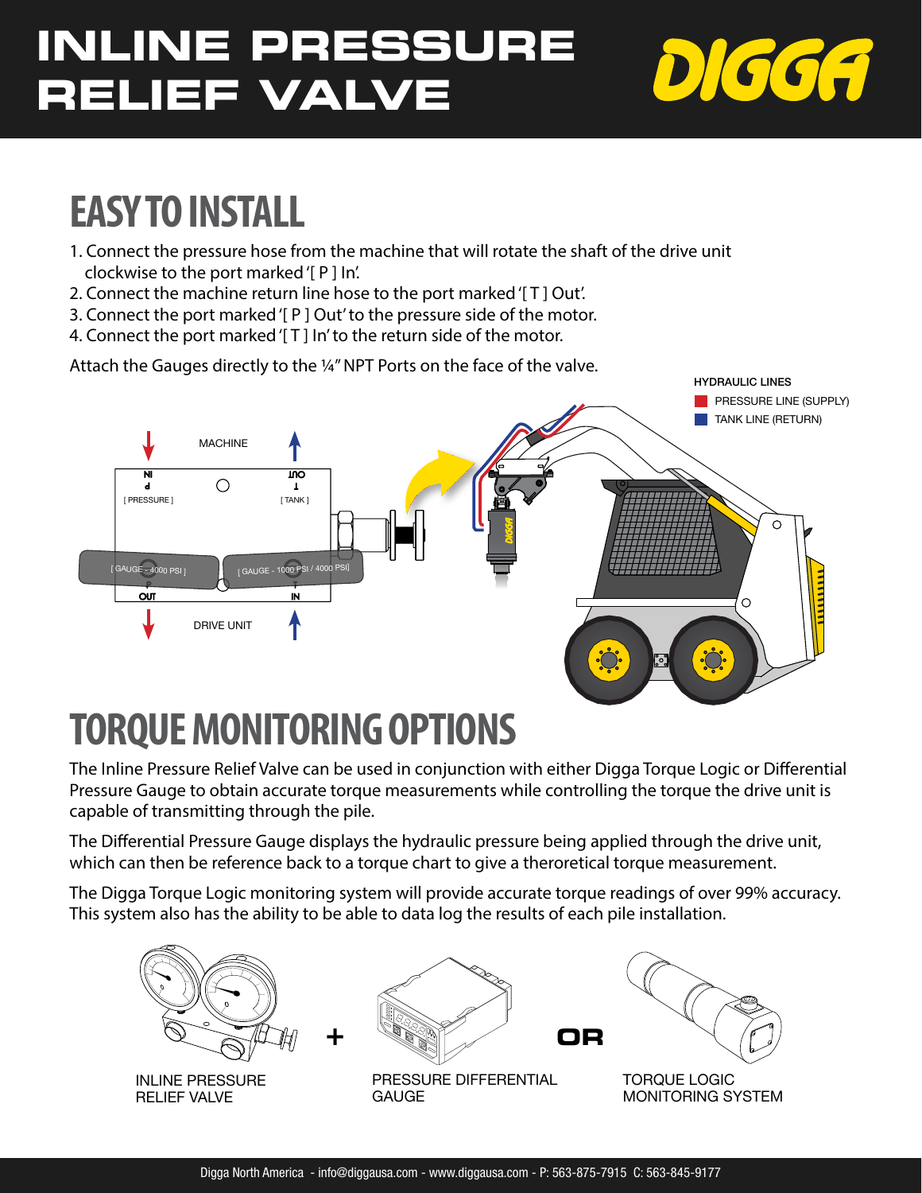# INLINE PRESSURE RELIEF VALVE

DIGGA

## EASY TO INSTALL

1. Connect the pressure hose from the machine that will rotate the shaft of the drive unit clockwise to the port marked '[ P ] In'.
2. Connect the machine return line hose to the port marked '[ T ] Out'.
3. Connect the port marked '[ P ] Out' to the pressure side of the motor.
4. Connect the port marked '[ T ] In' to the return side of the motor.

Attach the Gauges directly to the ¼" NPT Ports on the face of the valve.

HYDRAULIC LINES
PRESSURE LINE (SUPPLY)
TANK LINE (RETURN)

MACHINE
IN P [ PRESSURE ]
OUT T [ TANK ]
[ GAUGE - 4000 PSI ]
[ GAUGE - 1000 PSI / 4000 PSI]
P OUT
T IN
DRIVE UNIT

## TORQUE MONITORING OPTIONS

The Inline Pressure Relief Valve can be used in conjunction with either Digga Torque Logic or Differential Pressure Gauge to obtain accurate torque measurements while controlling the torque the drive unit is capable of transmitting through the pile.

The Differential Pressure Gauge displays the hydraulic pressure being applied through the drive unit, which can then be reference back to a torque chart to give a theroretical torque measurement.

The Digga Torque Logic monitoring system will provide accurate torque readings of over 99% accuracy. This system also has the ability to be able to data log the results of each pile installation.

INLINE PRESSURE RELIEF VALVE + PRESSURE DIFFERENTIAL GAUGE OR TORQUE LOGIC MONITORING SYSTEM

Digga North America - info@diggausa.com - www.diggausa.com - P: 563-875-7915 C: 563-845-9177